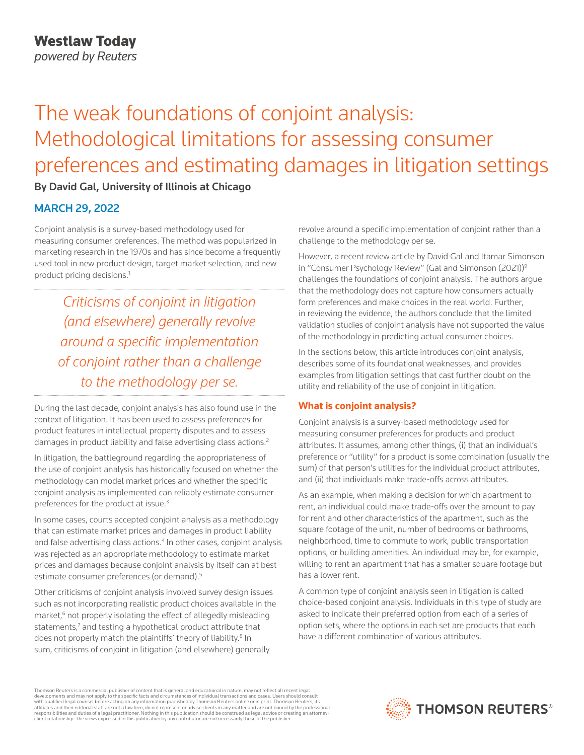Westlaw Today
*powered by Reuters*

# The weak foundations of conjoint analysis: Methodological limitations for assessing consumer preferences and estimating damages in litigation settings

**By David Gal, University of Illinois at Chicago**

**MARCH 29, 2022**

Conjoint analysis is a survey-based methodology used for measuring consumer preferences. The method was popularized in marketing research in the 1970s and has since become a frequently used tool in new product design, target market selection, and new product pricing decisions.[1]

> *Criticisms of conjoint in litigation (and elsewhere) generally revolve around a specific implementation of conjoint rather than a challenge to the methodology per se.*

During the last decade, conjoint analysis has also found use in the context of litigation. It has been used to assess preferences for product features in intellectual property disputes and to assess damages in product liability and false advertising class actions.[2]

In litigation, the battleground regarding the appropriateness of the use of conjoint analysis has historically focused on whether the methodology can model market prices and whether the specific conjoint analysis as implemented can reliably estimate consumer preferences for the product at issue.[3]

In some cases, courts accepted conjoint analysis as a methodology that can estimate market prices and damages in product liability and false advertising class actions.[4] In other cases, conjoint analysis was rejected as an appropriate methodology to estimate market prices and damages because conjoint analysis by itself can at best estimate consumer preferences (or demand).[5]

Other criticisms of conjoint analysis involved survey design issues such as not incorporating realistic product choices available in the market,[6] not properly isolating the effect of allegedly misleading statements,[7] and testing a hypothetical product attribute that does not properly match the plaintiffs' theory of liability.[8] In sum, criticisms of conjoint in litigation (and elsewhere) generally revolve around a specific implementation of conjoint rather than a challenge to the methodology per se.

However, a recent review article by David Gal and Itamar Simonson in "Consumer Psychology Review" (Gal and Simonson (2021))[9] challenges the foundations of conjoint analysis. The authors argue that the methodology does not capture how consumers actually form preferences and make choices in the real world. Further, in reviewing the evidence, the authors conclude that the limited validation studies of conjoint analysis have not supported the value of the methodology in predicting actual consumer choices.

In the sections below, this article introduces conjoint analysis, describes some of its foundational weaknesses, and provides examples from litigation settings that cast further doubt on the utility and reliability of the use of conjoint in litigation.

## What is conjoint analysis?

Conjoint analysis is a survey-based methodology used for measuring consumer preferences for products and product attributes. It assumes, among other things, (i) that an individual's preference or "utility" for a product is some combination (usually the sum) of that person's utilities for the individual product attributes, and (ii) that individuals make trade-offs across attributes.

As an example, when making a decision for which apartment to rent, an individual could make trade-offs over the amount to pay for rent and other characteristics of the apartment, such as the square footage of the unit, number of bedrooms or bathrooms, neighborhood, time to commute to work, public transportation options, or building amenities. An individual may be, for example, willing to rent an apartment that has a smaller square footage but has a lower rent.

A common type of conjoint analysis seen in litigation is called choice-based conjoint analysis. Individuals in this type of study are asked to indicate their preferred option from each of a series of option sets, where the options in each set are products that each have a different combination of various attributes.

Thomson Reuters is a commercial publisher of content that is general and educational in nature, may not reflect all recent legal developments and may not apply to the specific facts and circumstances of individual transactions and cases. Users should consult with qualified legal counsel before acting on any information published by Thomson Reuters online or in print. Thomson Reuters, its affiliates and their editorial staff are not a law firm, do not represent or advise clients in any matter and are not bound by the professional responsibilities and duties of a legal practitioner. Nothing in this publication should be construed as legal advice or creating an attorney-client relationship. The views expressed in this publication by any contributor are not necessarily those of the publisher.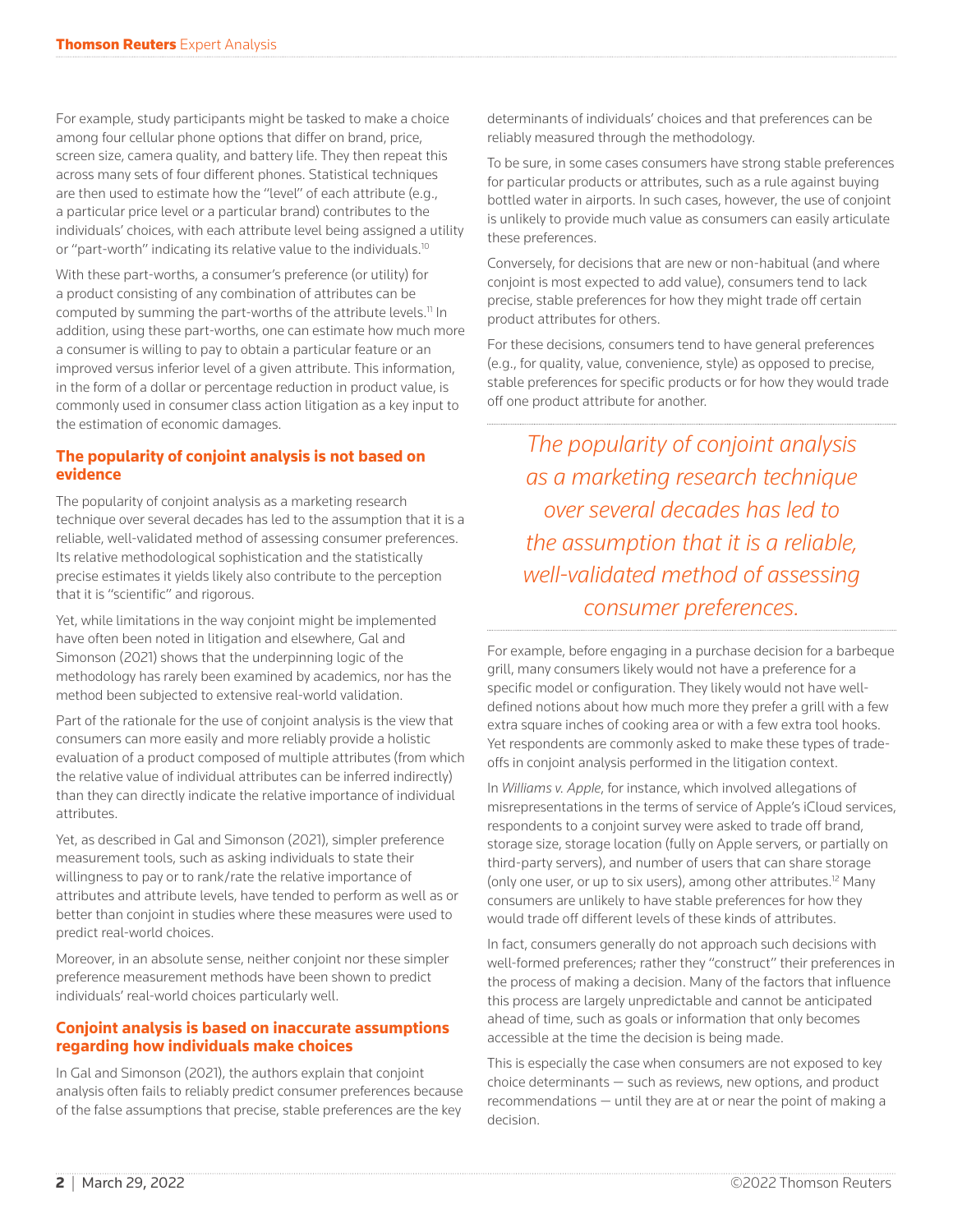For example, study participants might be tasked to make a choice among four cellular phone options that differ on brand, price, screen size, camera quality, and battery life. They then repeat this across many sets of four different phones. Statistical techniques are then used to estimate how the "level" of each attribute (e.g., a particular price level or a particular brand) contributes to the individuals' choices, with each attribute level being assigned a utility or "part-worth" indicating its relative value to the individuals.[10]

With these part-worths, a consumer's preference (or utility) for a product consisting of any combination of attributes can be computed by summing the part-worths of the attribute levels.[11] In addition, using these part-worths, one can estimate how much more a consumer is willing to pay to obtain a particular feature or an improved versus inferior level of a given attribute. This information, in the form of a dollar or percentage reduction in product value, is commonly used in consumer class action litigation as a key input to the estimation of economic damages.

## The popularity of conjoint analysis is not based on evidence

The popularity of conjoint analysis as a marketing research technique over several decades has led to the assumption that it is a reliable, well-validated method of assessing consumer preferences. Its relative methodological sophistication and the statistically precise estimates it yields likely also contribute to the perception that it is "scientific" and rigorous.

Yet, while limitations in the way conjoint might be implemented have often been noted in litigation and elsewhere, Gal and Simonson (2021) shows that the underpinning logic of the methodology has rarely been examined by academics, nor has the method been subjected to extensive real-world validation.

Part of the rationale for the use of conjoint analysis is the view that consumers can more easily and more reliably provide a holistic evaluation of a product composed of multiple attributes (from which the relative value of individual attributes can be inferred indirectly) than they can directly indicate the relative importance of individual attributes.

Yet, as described in Gal and Simonson (2021), simpler preference measurement tools, such as asking individuals to state their willingness to pay or to rank/rate the relative importance of attributes and attribute levels, have tended to perform as well as or better than conjoint in studies where these measures were used to predict real-world choices.

Moreover, in an absolute sense, neither conjoint nor these simpler preference measurement methods have been shown to predict individuals' real-world choices particularly well.

## Conjoint analysis is based on inaccurate assumptions regarding how individuals make choices

In Gal and Simonson (2021), the authors explain that conjoint analysis often fails to reliably predict consumer preferences because of the false assumptions that precise, stable preferences are the key determinants of individuals' choices and that preferences can be reliably measured through the methodology.

To be sure, in some cases consumers have strong stable preferences for particular products or attributes, such as a rule against buying bottled water in airports. In such cases, however, the use of conjoint is unlikely to provide much value as consumers can easily articulate these preferences.

Conversely, for decisions that are new or non-habitual (and where conjoint is most expected to add value), consumers tend to lack precise, stable preferences for how they might trade off certain product attributes for others.

For these decisions, consumers tend to have general preferences (e.g., for quality, value, convenience, style) as opposed to precise, stable preferences for specific products or for how they would trade off one product attribute for another.

> *The popularity of conjoint analysis as a marketing research technique over several decades has led to the assumption that it is a reliable, well-validated method of assessing consumer preferences.*

For example, before engaging in a purchase decision for a barbeque grill, many consumers likely would not have a preference for a specific model or configuration. They likely would not have well-defined notions about how much more they prefer a grill with a few extra square inches of cooking area or with a few extra tool hooks. Yet respondents are commonly asked to make these types of trade-offs in conjoint analysis performed in the litigation context.

In *Williams v. Apple*, for instance, which involved allegations of misrepresentations in the terms of service of Apple's iCloud services, respondents to a conjoint survey were asked to trade off brand, storage size, storage location (fully on Apple servers, or partially on third-party servers), and number of users that can share storage (only one user, or up to six users), among other attributes.[12] Many consumers are unlikely to have stable preferences for how they would trade off different levels of these kinds of attributes.

In fact, consumers generally do not approach such decisions with well-formed preferences; rather they "construct" their preferences in the process of making a decision. Many of the factors that influence this process are largely unpredictable and cannot be anticipated ahead of time, such as goals or information that only becomes accessible at the time the decision is being made.

This is especially the case when consumers are not exposed to key choice determinants — such as reviews, new options, and product recommendations — until they are at or near the point of making a decision.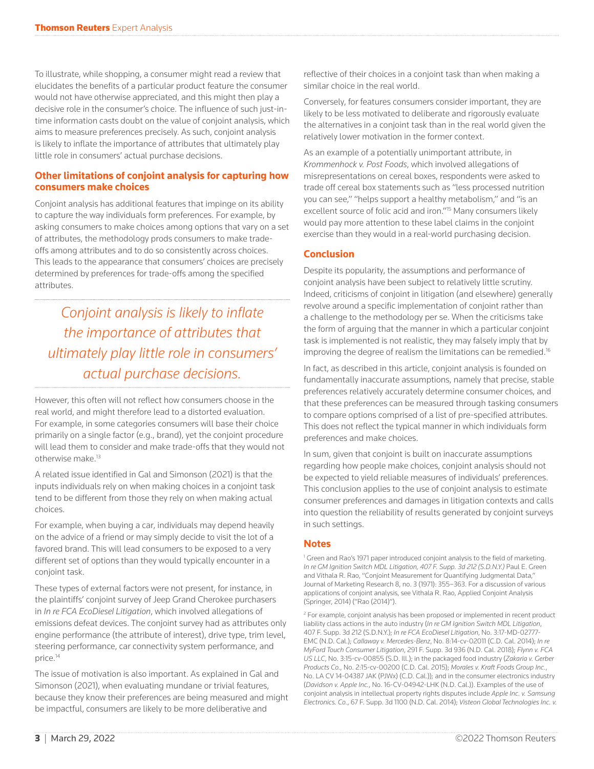To illustrate, while shopping, a consumer might read a review that elucidates the benefits of a particular product feature the consumer would not have otherwise appreciated, and this might then play a decisive role in the consumer's choice. The influence of such just-in-time information casts doubt on the value of conjoint analysis, which aims to measure preferences precisely. As such, conjoint analysis is likely to inflate the importance of attributes that ultimately play little role in consumers' actual purchase decisions.

## Other limitations of conjoint analysis for capturing how consumers make choices

Conjoint analysis has additional features that impinge on its ability to capture the way individuals form preferences. For example, by asking consumers to make choices among options that vary on a set of attributes, the methodology prods consumers to make trade-offs among attributes and to do so consistently across choices. This leads to the appearance that consumers' choices are precisely determined by preferences for trade-offs among the specified attributes.

> *Conjoint analysis is likely to inflate the importance of attributes that ultimately play little role in consumers' actual purchase decisions.*

However, this often will not reflect how consumers choose in the real world, and might therefore lead to a distorted evaluation. For example, in some categories consumers will base their choice primarily on a single factor (e.g., brand), yet the conjoint procedure will lead them to consider and make trade-offs that they would not otherwise make.[13]

A related issue identified in Gal and Simonson (2021) is that the inputs individuals rely on when making choices in a conjoint task tend to be different from those they rely on when making actual choices.

For example, when buying a car, individuals may depend heavily on the advice of a friend or may simply decide to visit the lot of a favored brand. This will lead consumers to be exposed to a very different set of options than they would typically encounter in a conjoint task.

These types of external factors were not present, for instance, in the plaintiffs' conjoint survey of Jeep Grand Cherokee purchasers in *In re FCA EcoDiesel Litigation*, which involved allegations of emissions defeat devices. The conjoint survey had as attributes only engine performance (the attribute of interest), drive type, trim level, steering performance, car connectivity system performance, and price.[14]

The issue of motivation is also important. As explained in Gal and Simonson (2021), when evaluating mundane or trivial features, because they know their preferences are being measured and might be impactful, consumers are likely to be more deliberative and reflective of their choices in a conjoint task than when making a similar choice in the real world.

Conversely, for features consumers consider important, they are likely to be less motivated to deliberate and rigorously evaluate the alternatives in a conjoint task than in the real world given the relatively lower motivation in the former context.

As an example of a potentially unimportant attribute, in *Krommenhock v. Post Foods*, which involved allegations of misrepresentations on cereal boxes, respondents were asked to trade off cereal box statements such as "less processed nutrition you can see," "helps support a healthy metabolism," and "is an excellent source of folic acid and iron."[15] Many consumers likely would pay more attention to these label claims in the conjoint exercise than they would in a real-world purchasing decision.

## Conclusion

Despite its popularity, the assumptions and performance of conjoint analysis have been subject to relatively little scrutiny. Indeed, criticisms of conjoint in litigation (and elsewhere) generally revolve around a specific implementation of conjoint rather than a challenge to the methodology per se. When the criticisms take the form of arguing that the manner in which a particular conjoint task is implemented is not realistic, they may falsely imply that by improving the degree of realism the limitations can be remedied.[16]

In fact, as described in this article, conjoint analysis is founded on fundamentally inaccurate assumptions, namely that precise, stable preferences relatively accurately determine consumer choices, and that these preferences can be measured through tasking consumers to compare options comprised of a list of pre-specified attributes. This does not reflect the typical manner in which individuals form preferences and make choices.

In sum, given that conjoint is built on inaccurate assumptions regarding how people make choices, conjoint analysis should not be expected to yield reliable measures of individuals' preferences. This conclusion applies to the use of conjoint analysis to estimate consumer preferences and damages in litigation contexts and calls into question the reliability of results generated by conjoint surveys in such settings.

## Notes

[1] Green and Rao's 1971 paper introduced conjoint analysis to the field of marketing. *In re GM Ignition Switch MDL Litigation, 407 F. Supp. 3d 212 (S.D.N.Y.)* Paul E. Green and Vithala R. Rao, "Conjoint Measurement for Quantifying Judgmental Data," Journal of Marketing Research 8, no. 3 (1971): 355–363. For a discussion of various applications of conjoint analysis, see Vithala R. Rao, Applied Conjoint Analysis (Springer, 2014) ("Rao (2014)").

[2] For example, conjoint analysis has been proposed or implemented in recent product liability class actions in the auto industry (*In re GM Ignition Switch MDL Litigation*, 407 F. Supp. 3d 212 (S.D.N.Y.); *In re FCA EcoDiesel Litigation*, No. 3:17-MD-02777-EMC (N.D. Cal.); *Callaway v. Mercedes-Benz*, No. 8:14-cv-02011 (C.D. Cal. 2014); *In re MyFord Touch Consumer Litigation*, 291 F. Supp. 3d 936 (N.D. Cal. 2018); *Flynn v. FCA US LLC*, No. 3:15-cv-00855 (S.D. Ill.); in the packaged food industry (*Zakaria v. Gerber Products Co.*, No. 2:15-cv-00200 (C.D. Cal. 2015); *Morales v. Kraft Foods Group Inc.*, No. LA CV 14-04387 JAK (PJWx) (C.D. Cal.)); and in the consumer electronics industry (*Davidson v. Apple Inc.*, No. 16-CV-04942-LHK (N.D. Cal.)). Examples of the use of conjoint analysis in intellectual property rights disputes include *Apple Inc. v. Samsung Electronics. Co.*, 67 F. Supp. 3d 1100 (N.D. Cal. 2014); *Visteon Global Technologies Inc. v.*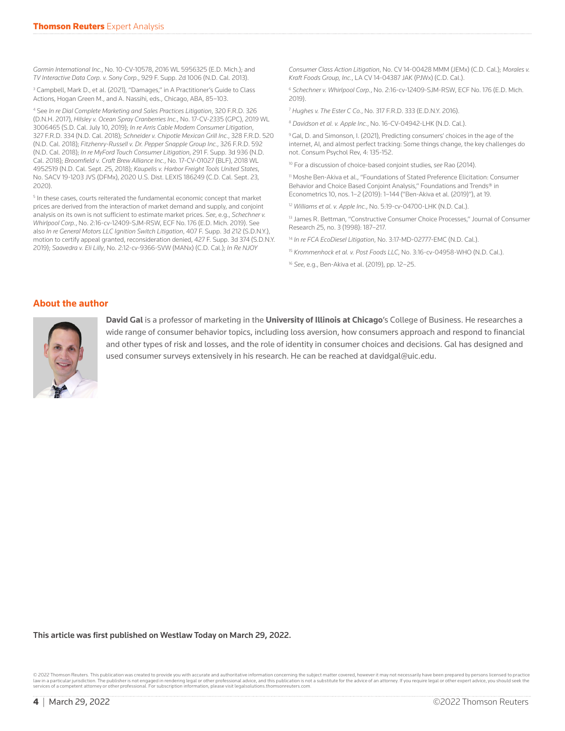*Garmin International Inc.*, No. 10-CV-10578, 2016 WL 5956325 (E.D. Mich.); and *TV Interactive Data Corp. v. Sony Corp.*, 929 F. Supp. 2d 1006 (N.D. Cal. 2013).

[3] Campbell, Mark D., et al. (2021), "Damages," in A Practitioner's Guide to Class Actions, Hogan Green M., and A. Nassihi, eds., Chicago, ABA, 85–103.

[4] See *In re Dial Complete Marketing and Sales Practices Litigation*, 320 F.R.D. 326 (D.N.H. 2017), *Hilsley v. Ocean Spray Cranberries Inc.*, No. 17-CV-2335 (GPC), 2019 WL 3006465 (S.D. Cal. July 10, 2019); *In re Arris Cable Modem Consumer Litigation*, 327 F.R.D. 334 (N.D. Cal. 2018); *Schneider v. Chipotle Mexican Grill Inc.*, 328 F.R.D. 520 (N.D. Cal. 2018); *Fitzhenry-Russell v. Dr. Pepper Snapple Group Inc.*, 326 F.R.D. 592 (N.D. Cal. 2018); *In re MyFord Touch Consumer Litigation*, 291 F. Supp. 3d 936 (N.D. Cal. 2018); *Broomfield v. Craft Brew Alliance Inc.*, No. 17-CV-01027 (BLF), 2018 WL 4952519 (N.D. Cal. Sept. 25, 2018); *Kaupelis v. Harbor Freight Tools United States*, No. SACV 19-1203 JVS (DFMx), 2020 U.S. Dist. LEXIS 186249 (C.D. Cal. Sept. 23, 2020).

[5] In these cases, courts reiterated the fundamental economic concept that market prices are derived from the interaction of market demand and supply, and conjoint analysis on its own is not sufficient to estimate market prices. *See*, e.g., *Schechner v. Whirlpool Corp.*, No. 2:16-cv-12409-SJM-RSW, ECF No. 176 (E.D. Mich. 2019). See also *In re General Motors LLC Ignition Switch Litigation*, 407 F. Supp. 3d 212 (S.D.N.Y.), motion to certify appeal granted, reconsideration denied, 427 F. Supp. 3d 374 (S.D.N.Y. 2019); *Saavedra v. Eli Lilly*, No. 2:12-cv-9366-SVW (MANx) (C.D. Cal.); *In Re NJOY Consumer Class Action Litigation*, No. CV 14-00428 MMM (JEMx) (C.D. Cal.); *Morales v. Kraft Foods Group, Inc.*, LA CV 14-04387 JAK (PJWx) (C.D. Cal.).

[6] *Schechner v. Whirlpool Corp.*, No. 2:16-cv-12409-SJM-RSW, ECF No. 176 (E.D. Mich. 2019).

[7] *Hughes v. The Ester C Co.*, No. 317 F.R.D. 333 (E.D.N.Y. 2016).

[8] *Davidson et al. v. Apple Inc.*, No. 16-CV-04942-LHK (N.D. Cal.).

[9] Gal, D. and Simonson, I. (2021), Predicting consumers' choices in the age of the internet, AI, and almost perfect tracking: Some things change, the key challenges do not. Consum Psychol Rev, 4: 135-152.

[10] For a discussion of choice-based conjoint studies, *see* Rao (2014).

[11] Moshe Ben-Akiva et al., "Foundations of Stated Preference Elicitation: Consumer Behavior and Choice Based Conjoint Analysis," Foundations and Trends® in Econometrics 10, nos. 1–2 (2019): 1–144 ("Ben-Akiva et al. (2019)"), at 19.

[12] *Williams et al. v. Apple Inc.*, No. 5:19-cv-04700-LHK (N.D. Cal.).

[13] James R. Bettman, "Constructive Consumer Choice Processes," Journal of Consumer Research 25, no. 3 (1998): 187–217.

[14] *In re FCA EcoDiesel Litigation*, No. 3:17-MD-02777-EMC (N.D. Cal.).

[15] *Krommenhock et al. v. Post Foods LLC*, No. 3:16-cv-04958-WHO (N.D. Cal.).

[16] *See*, e.g., Ben-Akiva et al. (2019), pp. 12–25.

## About the author

**David Gal** is a professor of marketing in the **University of Illinois at Chicago**'s College of Business. He researches a wide range of consumer behavior topics, including loss aversion, how consumers approach and respond to financial and other types of risk and losses, and the role of identity in consumer choices and decisions. Gal has designed and used consumer surveys extensively in his research. He can be reached at davidgal@uic.edu.

**This article was first published on Westlaw Today on March 29, 2022.**

© 2022 Thomson Reuters. This publication was created to provide you with accurate and authoritative information concerning the subject matter covered, however it may not necessarily have been prepared by persons licensed to practice law in a particular jurisdiction. The publisher is not engaged in rendering legal or other professional advice, and this publication is not a substitute for the advice of an attorney. If you require legal or other expert advice, you should seek the services of a competent attorney or other professional. For subscription information, please visit legalsolutions.thomsonreuters.com.